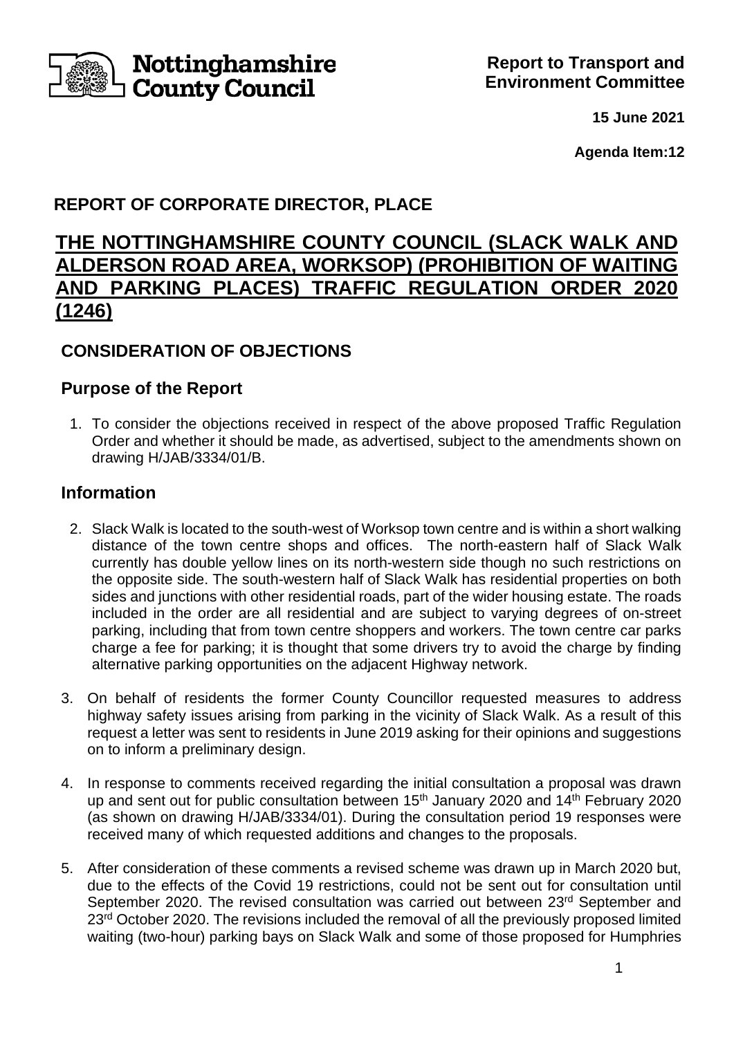Nottinghamshire County Council

**Report to Transport and Environment Committee**

**15 June 2021**

**Agenda Item:12**

## REPORT OF CORPORATE DIRECTOR, PLACE

# THE NOTTINGHAMSHIRE COUNTY COUNCIL (SLACK WALK AND ALDERSON ROAD AREA, WORKSOP) (PROHIBITION OF WAITING AND PARKING PLACES) TRAFFIC REGULATION ORDER 2020 (1246)

## CONSIDERATION OF OBJECTIONS

## Purpose of the Report

1. To consider the objections received in respect of the above proposed Traffic Regulation Order and whether it should be made, as advertised, subject to the amendments shown on drawing H/JAB/3334/01/B.

## Information

2. Slack Walk is located to the south-west of Worksop town centre and is within a short walking distance of the town centre shops and offices. The north-eastern half of Slack Walk currently has double yellow lines on its north-western side though no such restrictions on the opposite side. The south-western half of Slack Walk has residential properties on both sides and junctions with other residential roads, part of the wider housing estate. The roads included in the order are all residential and are subject to varying degrees of on-street parking, including that from town centre shoppers and workers. The town centre car parks charge a fee for parking; it is thought that some drivers try to avoid the charge by finding alternative parking opportunities on the adjacent Highway network.

3. On behalf of residents the former County Councillor requested measures to address highway safety issues arising from parking in the vicinity of Slack Walk. As a result of this request a letter was sent to residents in June 2019 asking for their opinions and suggestions on to inform a preliminary design.

4. In response to comments received regarding the initial consultation a proposal was drawn up and sent out for public consultation between 15th January 2020 and 14th February 2020 (as shown on drawing H/JAB/3334/01). During the consultation period 19 responses were received many of which requested additions and changes to the proposals.

5. After consideration of these comments a revised scheme was drawn up in March 2020 but, due to the effects of the Covid 19 restrictions, could not be sent out for consultation until September 2020. The revised consultation was carried out between 23rd September and 23rd October 2020. The revisions included the removal of all the previously proposed limited waiting (two-hour) parking bays on Slack Walk and some of those proposed for Humphries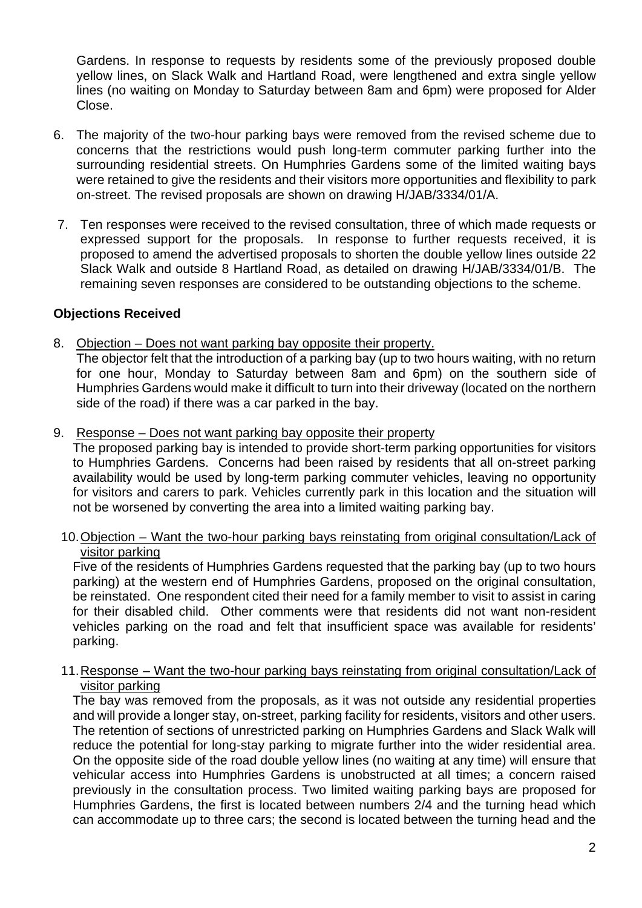Gardens. In response to requests by residents some of the previously proposed double yellow lines, on Slack Walk and Hartland Road, were lengthened and extra single yellow lines (no waiting on Monday to Saturday between 8am and 6pm) were proposed for Alder Close.

6. The majority of the two-hour parking bays were removed from the revised scheme due to concerns that the restrictions would push long-term commuter parking further into the surrounding residential streets. On Humphries Gardens some of the limited waiting bays were retained to give the residents and their visitors more opportunities and flexibility to park on-street. The revised proposals are shown on drawing H/JAB/3334/01/A.

7. Ten responses were received to the revised consultation, three of which made requests or expressed support for the proposals. In response to further requests received, it is proposed to amend the advertised proposals to shorten the double yellow lines outside 22 Slack Walk and outside 8 Hartland Road, as detailed on drawing H/JAB/3334/01/B. The remaining seven responses are considered to be outstanding objections to the scheme.

**Objections Received**

8. <u>Objection – Does not want parking bay opposite their property.</u>
The objector felt that the introduction of a parking bay (up to two hours waiting, with no return for one hour, Monday to Saturday between 8am and 6pm) on the southern side of Humphries Gardens would make it difficult to turn into their driveway (located on the northern side of the road) if there was a car parked in the bay.

9. <u>Response – Does not want parking bay opposite their property</u>
The proposed parking bay is intended to provide short-term parking opportunities for visitors to Humphries Gardens. Concerns had been raised by residents that all on-street parking availability would be used by long-term parking commuter vehicles, leaving no opportunity for visitors and carers to park. Vehicles currently park in this location and the situation will not be worsened by converting the area into a limited waiting parking bay.

10. <u>Objection – Want the two-hour parking bays reinstating from original consultation/Lack of visitor parking</u>
Five of the residents of Humphries Gardens requested that the parking bay (up to two hours parking) at the western end of Humphries Gardens, proposed on the original consultation, be reinstated. One respondent cited their need for a family member to visit to assist in caring for their disabled child. Other comments were that residents did not want non-resident vehicles parking on the road and felt that insufficient space was available for residents' parking.

11. <u>Response – Want the two-hour parking bays reinstating from original consultation/Lack of visitor parking</u>
The bay was removed from the proposals, as it was not outside any residential properties and will provide a longer stay, on-street, parking facility for residents, visitors and other users. The retention of sections of unrestricted parking on Humphries Gardens and Slack Walk will reduce the potential for long-stay parking to migrate further into the wider residential area. On the opposite side of the road double yellow lines (no waiting at any time) will ensure that vehicular access into Humphries Gardens is unobstructed at all times; a concern raised previously in the consultation process. Two limited waiting parking bays are proposed for Humphries Gardens, the first is located between numbers 2/4 and the turning head which can accommodate up to three cars; the second is located between the turning head and the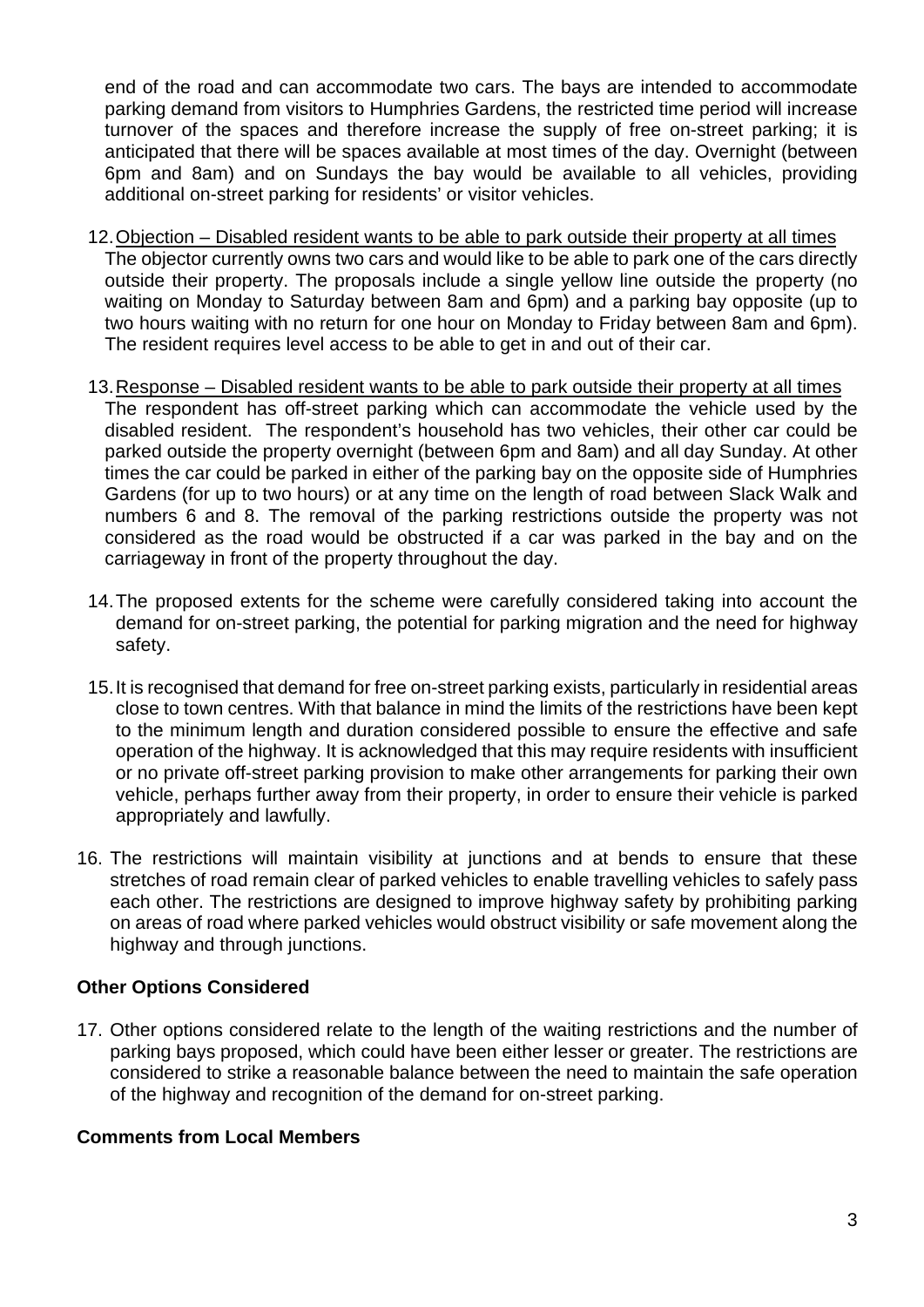end of the road and can accommodate two cars. The bays are intended to accommodate parking demand from visitors to Humphries Gardens, the restricted time period will increase turnover of the spaces and therefore increase the supply of free on-street parking; it is anticipated that there will be spaces available at most times of the day. Overnight (between 6pm and 8am) and on Sundays the bay would be available to all vehicles, providing additional on-street parking for residents' or visitor vehicles.

12. <u>Objection – Disabled resident wants to be able to park outside their property at all times</u>
The objector currently owns two cars and would like to be able to park one of the cars directly outside their property. The proposals include a single yellow line outside the property (no waiting on Monday to Saturday between 8am and 6pm) and a parking bay opposite (up to two hours waiting with no return for one hour on Monday to Friday between 8am and 6pm). The resident requires level access to be able to get in and out of their car.

13. <u>Response – Disabled resident wants to be able to park outside their property at all times</u>
The respondent has off-street parking which can accommodate the vehicle used by the disabled resident. The respondent's household has two vehicles, their other car could be parked outside the property overnight (between 6pm and 8am) and all day Sunday. At other times the car could be parked in either of the parking bay on the opposite side of Humphries Gardens (for up to two hours) or at any time on the length of road between Slack Walk and numbers 6 and 8. The removal of the parking restrictions outside the property was not considered as the road would be obstructed if a car was parked in the bay and on the carriageway in front of the property throughout the day.

14. The proposed extents for the scheme were carefully considered taking into account the demand for on-street parking, the potential for parking migration and the need for highway safety.

15. It is recognised that demand for free on-street parking exists, particularly in residential areas close to town centres. With that balance in mind the limits of the restrictions have been kept to the minimum length and duration considered possible to ensure the effective and safe operation of the highway. It is acknowledged that this may require residents with insufficient or no private off-street parking provision to make other arrangements for parking their own vehicle, perhaps further away from their property, in order to ensure their vehicle is parked appropriately and lawfully.

16. The restrictions will maintain visibility at junctions and at bends to ensure that these stretches of road remain clear of parked vehicles to enable travelling vehicles to safely pass each other. The restrictions are designed to improve highway safety by prohibiting parking on areas of road where parked vehicles would obstruct visibility or safe movement along the highway and through junctions.

**Other Options Considered**

17. Other options considered relate to the length of the waiting restrictions and the number of parking bays proposed, which could have been either lesser or greater. The restrictions are considered to strike a reasonable balance between the need to maintain the safe operation of the highway and recognition of the demand for on-street parking.

**Comments from Local Members**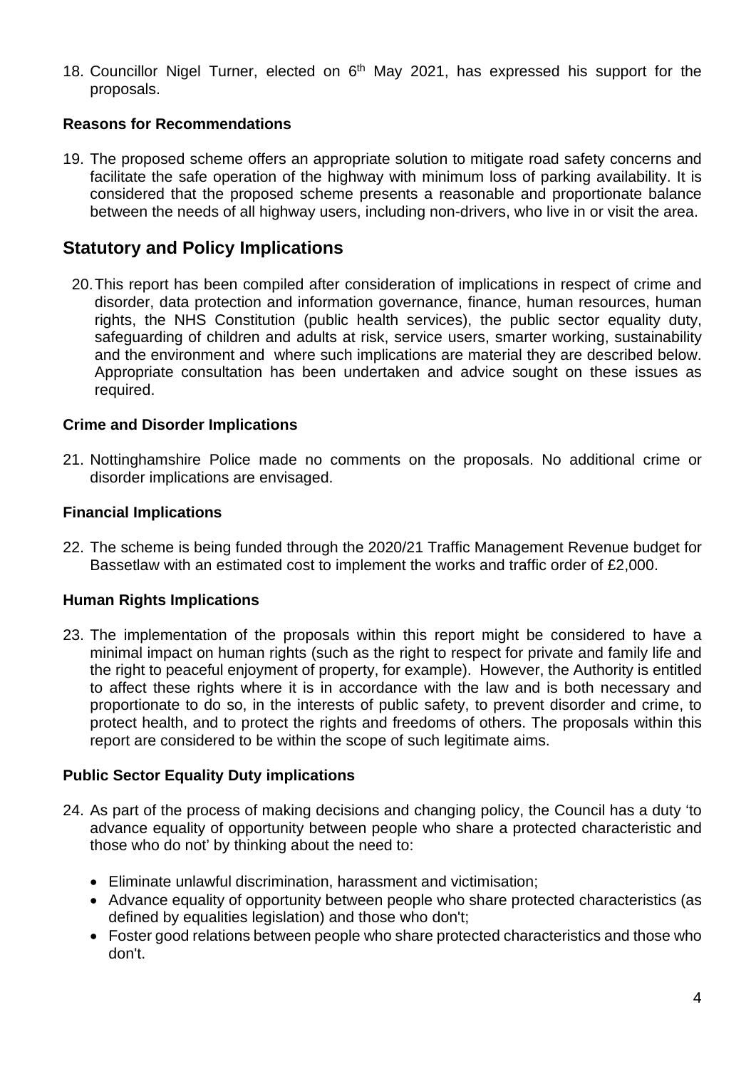18. Councillor Nigel Turner, elected on 6th May 2021, has expressed his support for the proposals.

### Reasons for Recommendations

19. The proposed scheme offers an appropriate solution to mitigate road safety concerns and facilitate the safe operation of the highway with minimum loss of parking availability. It is considered that the proposed scheme presents a reasonable and proportionate balance between the needs of all highway users, including non-drivers, who live in or visit the area.

## Statutory and Policy Implications

20. This report has been compiled after consideration of implications in respect of crime and disorder, data protection and information governance, finance, human resources, human rights, the NHS Constitution (public health services), the public sector equality duty, safeguarding of children and adults at risk, service users, smarter working, sustainability and the environment and where such implications are material they are described below. Appropriate consultation has been undertaken and advice sought on these issues as required.

### Crime and Disorder Implications

21. Nottinghamshire Police made no comments on the proposals. No additional crime or disorder implications are envisaged.

### Financial Implications

22. The scheme is being funded through the 2020/21 Traffic Management Revenue budget for Bassetlaw with an estimated cost to implement the works and traffic order of £2,000.

### Human Rights Implications

23. The implementation of the proposals within this report might be considered to have a minimal impact on human rights (such as the right to respect for private and family life and the right to peaceful enjoyment of property, for example). However, the Authority is entitled to affect these rights where it is in accordance with the law and is both necessary and proportionate to do so, in the interests of public safety, to prevent disorder and crime, to protect health, and to protect the rights and freedoms of others. The proposals within this report are considered to be within the scope of such legitimate aims.

### Public Sector Equality Duty implications

24. As part of the process of making decisions and changing policy, the Council has a duty 'to advance equality of opportunity between people who share a protected characteristic and those who do not' by thinking about the need to:

    - Eliminate unlawful discrimination, harassment and victimisation;
    - Advance equality of opportunity between people who share protected characteristics (as defined by equalities legislation) and those who don't;
    - Foster good relations between people who share protected characteristics and those who don't.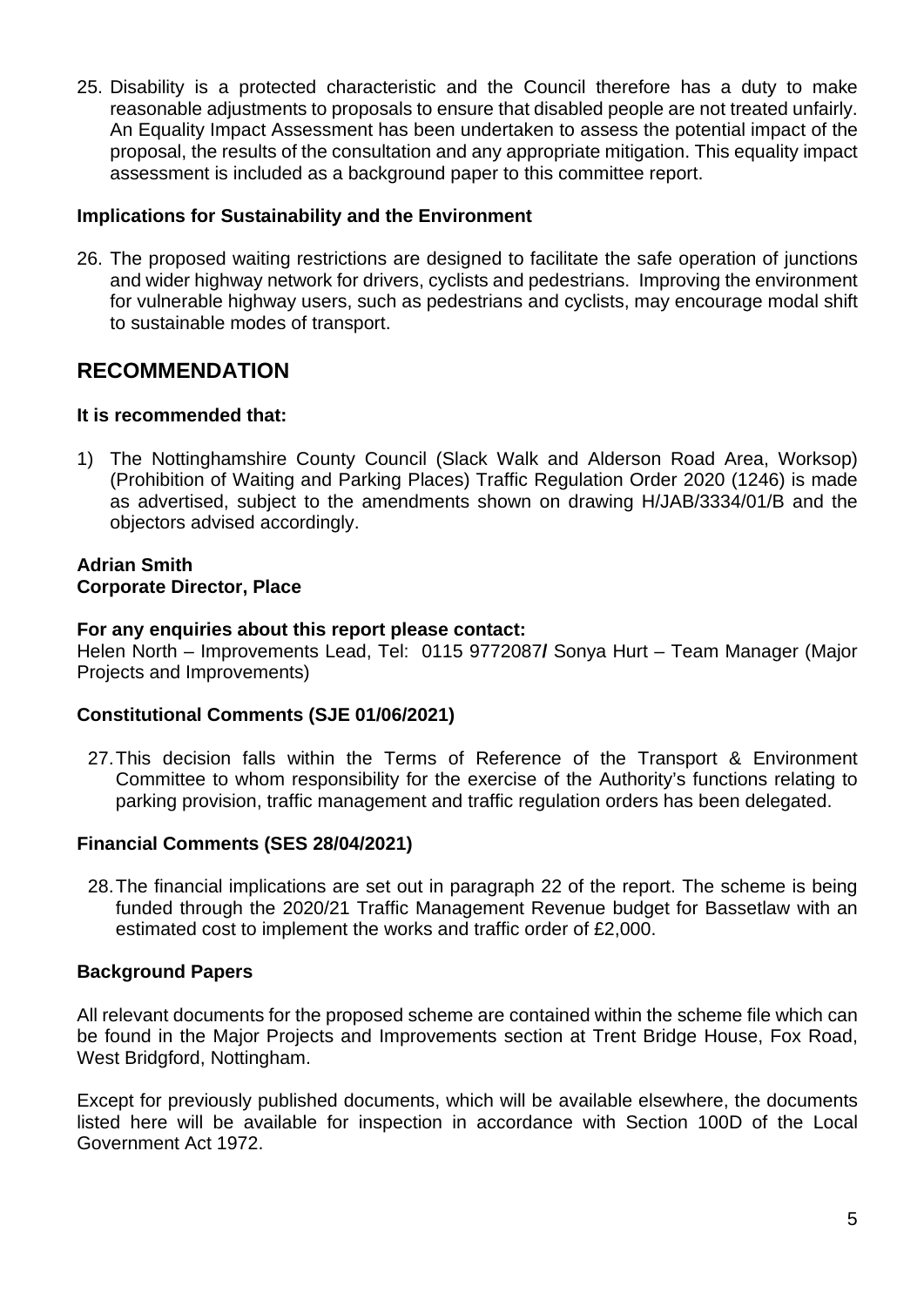25. Disability is a protected characteristic and the Council therefore has a duty to make reasonable adjustments to proposals to ensure that disabled people are not treated unfairly. An Equality Impact Assessment has been undertaken to assess the potential impact of the proposal, the results of the consultation and any appropriate mitigation. This equality impact assessment is included as a background paper to this committee report.

**Implications for Sustainability and the Environment**

26. The proposed waiting restrictions are designed to facilitate the safe operation of junctions and wider highway network for drivers, cyclists and pedestrians. Improving the environment for vulnerable highway users, such as pedestrians and cyclists, may encourage modal shift to sustainable modes of transport.

## RECOMMENDATION

**It is recommended that:**

1) The Nottinghamshire County Council (Slack Walk and Alderson Road Area, Worksop) (Prohibition of Waiting and Parking Places) Traffic Regulation Order 2020 (1246) is made as advertised, subject to the amendments shown on drawing H/JAB/3334/01/B and the objectors advised accordingly.

**Adrian Smith**
**Corporate Director, Place**

**For any enquiries about this report please contact:**
Helen North – Improvements Lead, Tel: 0115 9772087**/** Sonya Hurt – Team Manager (Major Projects and Improvements)

**Constitutional Comments (SJE 01/06/2021)**

27. This decision falls within the Terms of Reference of the Transport & Environment Committee to whom responsibility for the exercise of the Authority's functions relating to parking provision, traffic management and traffic regulation orders has been delegated.

**Financial Comments (SES 28/04/2021)**

28. The financial implications are set out in paragraph 22 of the report. The scheme is being funded through the 2020/21 Traffic Management Revenue budget for Bassetlaw with an estimated cost to implement the works and traffic order of £2,000.

**Background Papers**

All relevant documents for the proposed scheme are contained within the scheme file which can be found in the Major Projects and Improvements section at Trent Bridge House, Fox Road, West Bridgford, Nottingham.

Except for previously published documents, which will be available elsewhere, the documents listed here will be available for inspection in accordance with Section 100D of the Local Government Act 1972.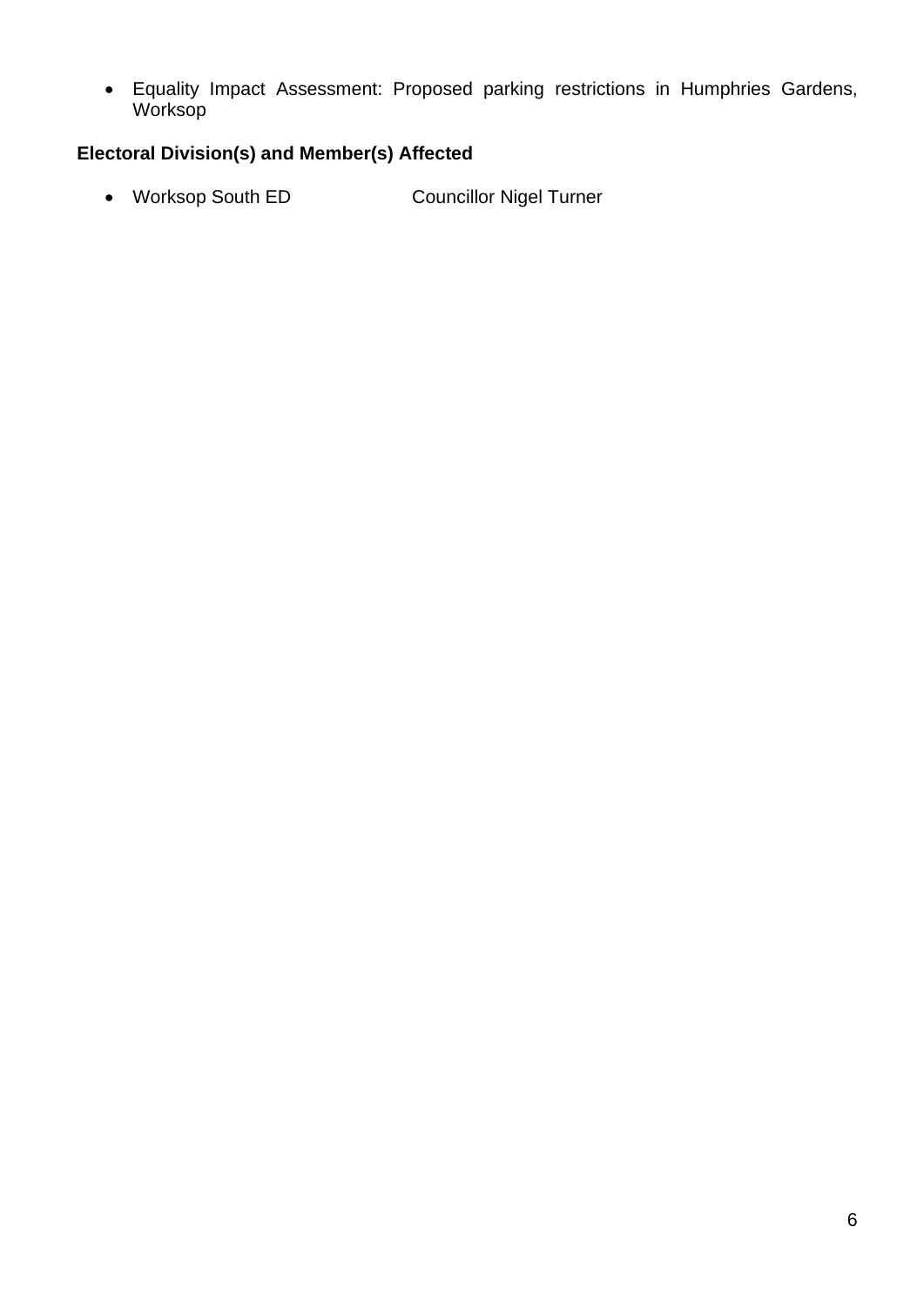- Equality Impact Assessment: Proposed parking restrictions in Humphries Gardens, Worksop

**Electoral Division(s) and Member(s) Affected**

- Worksop South ED    Councillor Nigel Turner